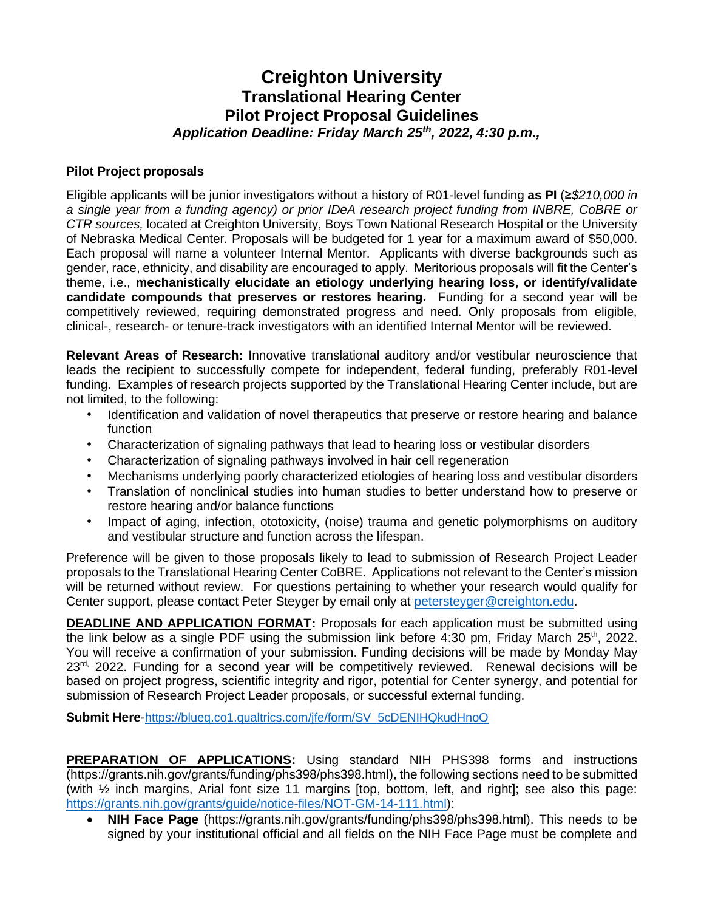# Creighton University
## Translational Hearing Center
## Pilot Project Proposal Guidelines
### *Application Deadline: Friday March 25th, 2022, 4:30 p.m.,*

**Pilot Project proposals**

Eligible applicants will be junior investigators without a history of R01-level funding **as PI** (≥*$210,000 in a single year from a funding agency) or prior IDeA research project funding from INBRE, CoBRE or CTR sources,* located at Creighton University, Boys Town National Research Hospital or the University of Nebraska Medical Center*.* Proposals will be budgeted for 1 year for a maximum award of $50,000. Each proposal will name a volunteer Internal Mentor. Applicants with diverse backgrounds such as gender, race, ethnicity, and disability are encouraged to apply. Meritorious proposals will fit the Center's theme, i.e., **mechanistically elucidate an etiology underlying hearing loss, or identify/validate candidate compounds that preserves or restores hearing.** Funding for a second year will be competitively reviewed, requiring demonstrated progress and need. Only proposals from eligible, clinical-, research- or tenure-track investigators with an identified Internal Mentor will be reviewed.

**Relevant Areas of Research:** Innovative translational auditory and/or vestibular neuroscience that leads the recipient to successfully compete for independent, federal funding, preferably R01-level funding. Examples of research projects supported by the Translational Hearing Center include, but are not limited, to the following:

- Identification and validation of novel therapeutics that preserve or restore hearing and balance function
- Characterization of signaling pathways that lead to hearing loss or vestibular disorders
- Characterization of signaling pathways involved in hair cell regeneration
- Mechanisms underlying poorly characterized etiologies of hearing loss and vestibular disorders
- Translation of nonclinical studies into human studies to better understand how to preserve or restore hearing and/or balance functions
- Impact of aging, infection, ototoxicity, (noise) trauma and genetic polymorphisms on auditory and vestibular structure and function across the lifespan.

Preference will be given to those proposals likely to lead to submission of Research Project Leader proposals to the Translational Hearing Center CoBRE. Applications not relevant to the Center's mission will be returned without review. For questions pertaining to whether your research would qualify for Center support, please contact Peter Steyger by email only at petersteyger@creighton.edu.

**DEADLINE AND APPLICATION FORMAT:** Proposals for each application must be submitted using the link below as a single PDF using the submission link before 4:30 pm, Friday March 25th, 2022. You will receive a confirmation of your submission. Funding decisions will be made by Monday May 23rd, 2022. Funding for a second year will be competitively reviewed. Renewal decisions will be based on project progress, scientific integrity and rigor, potential for Center synergy, and potential for submission of Research Project Leader proposals, or successful external funding.

**Submit Here**-https://blueq.co1.qualtrics.com/jfe/form/SV_5cDENIHQkudHnoO

**PREPARATION OF APPLICATIONS:** Using standard NIH PHS398 forms and instructions (https://grants.nih.gov/grants/funding/phs398/phs398.html), the following sections need to be submitted (with ½ inch margins, Arial font size 11 margins [top, bottom, left, and right]; see also this page: https://grants.nih.gov/grants/guide/notice-files/NOT-GM-14-111.html):

- **NIH Face Page** (https://grants.nih.gov/grants/funding/phs398/phs398.html). This needs to be signed by your institutional official and all fields on the NIH Face Page must be complete and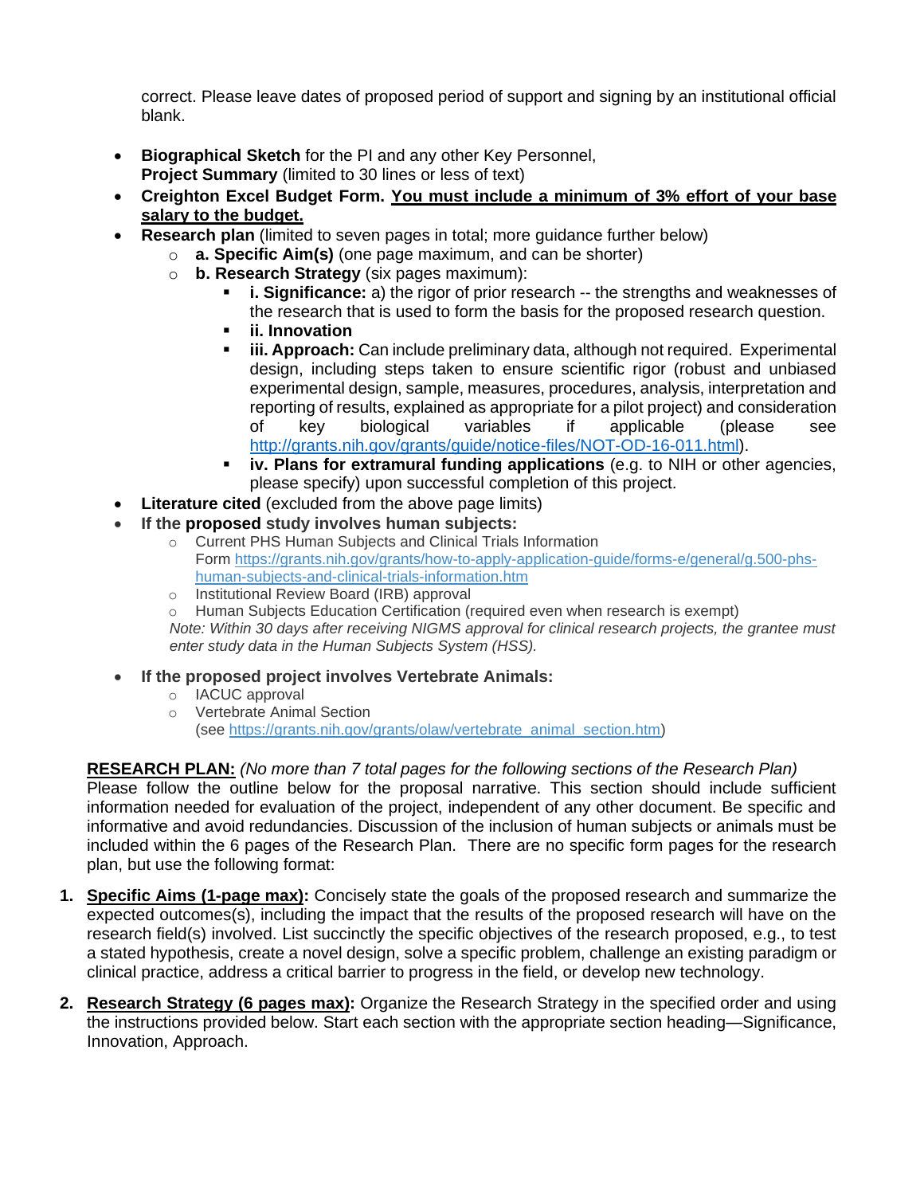correct. Please leave dates of proposed period of support and signing by an institutional official blank.

- **Biographical Sketch** for the PI and any other Key Personnel,
  **Project Summary** (limited to 30 lines or less of text)
- **Creighton Excel Budget Form. <u>You must include a minimum of 3% effort of your base salary to the budget.</u>**
- **Research plan** (limited to seven pages in total; more guidance further below)
  - **a. Specific Aim(s)** (one page maximum, and can be shorter)
  - **b. Research Strategy** (six pages maximum):
    - **i. Significance:** a) the rigor of prior research -- the strengths and weaknesses of the research that is used to form the basis for the proposed research question.
    - **ii. Innovation**
    - **iii. Approach:** Can include preliminary data, although not required. Experimental design, including steps taken to ensure scientific rigor (robust and unbiased experimental design, sample, measures, procedures, analysis, interpretation and reporting of results, explained as appropriate for a pilot project) and consideration of key biological variables if applicable (please see http://grants.nih.gov/grants/guide/notice-files/NOT-OD-16-011.html).
    - **iv. Plans for extramural funding applications** (e.g. to NIH or other agencies, please specify) upon successful completion of this project.
- **Literature cited** (excluded from the above page limits)
- **If the proposed study involves human subjects:**
  - Current PHS Human Subjects and Clinical Trials Information Form https://grants.nih.gov/grants/how-to-apply-application-guide/forms-e/general/g.500-phs-human-subjects-and-clinical-trials-information.htm
  - Institutional Review Board (IRB) approval
  - Human Subjects Education Certification (required even when research is exempt)

  *Note: Within 30 days after receiving NIGMS approval for clinical research projects, the grantee must enter study data in the Human Subjects System (HSS).*
- **If the proposed project involves Vertebrate Animals:**
  - IACUC approval
  - Vertebrate Animal Section (see https://grants.nih.gov/grants/olaw/vertebrate_animal_section.htm)

**<u>RESEARCH PLAN:</u>** *(No more than 7 total pages for the following sections of the Research Plan)*
Please follow the outline below for the proposal narrative. This section should include sufficient information needed for evaluation of the project, independent of any other document. Be specific and informative and avoid redundancies. Discussion of the inclusion of human subjects or animals must be included within the 6 pages of the Research Plan. There are no specific form pages for the research plan, but use the following format:

1. **<u>Specific Aims (1-page max)</u>:** Concisely state the goals of the proposed research and summarize the expected outcomes(s), including the impact that the results of the proposed research will have on the research field(s) involved. List succinctly the specific objectives of the research proposed, e.g., to test a stated hypothesis, create a novel design, solve a specific problem, challenge an existing paradigm or clinical practice, address a critical barrier to progress in the field, or develop new technology.

2. **<u>Research Strategy (6 pages max)</u>:** Organize the Research Strategy in the specified order and using the instructions provided below. Start each section with the appropriate section heading—Significance, Innovation, Approach.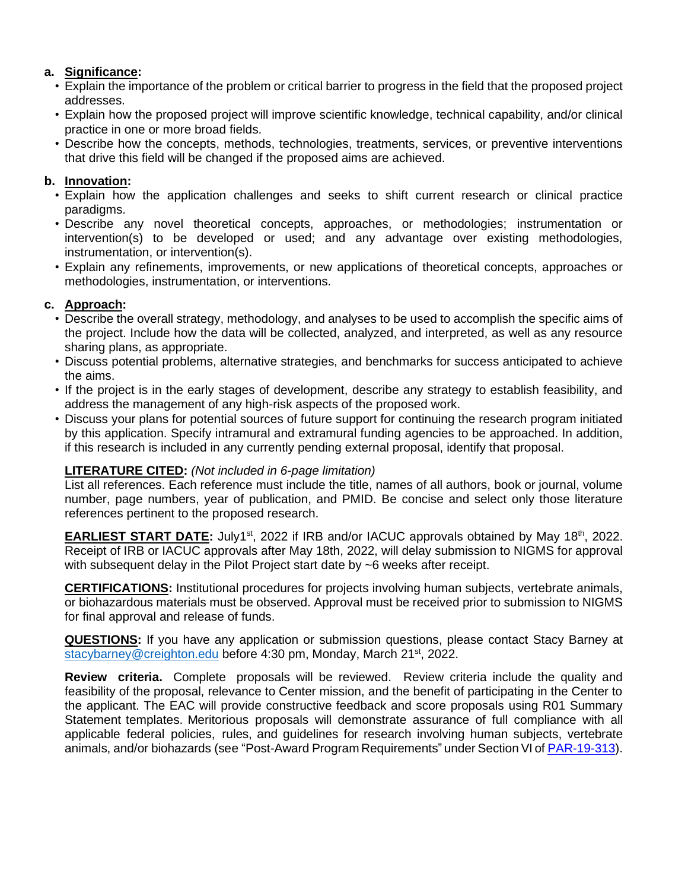**a. Significance:**

- Explain the importance of the problem or critical barrier to progress in the field that the proposed project addresses.
- Explain how the proposed project will improve scientific knowledge, technical capability, and/or clinical practice in one or more broad fields.
- Describe how the concepts, methods, technologies, treatments, services, or preventive interventions that drive this field will be changed if the proposed aims are achieved.

**b. Innovation:**

- Explain how the application challenges and seeks to shift current research or clinical practice paradigms.
- Describe any novel theoretical concepts, approaches, or methodologies; instrumentation or intervention(s) to be developed or used; and any advantage over existing methodologies, instrumentation, or intervention(s).
- Explain any refinements, improvements, or new applications of theoretical concepts, approaches or methodologies, instrumentation, or interventions.

**c. Approach:**

- Describe the overall strategy, methodology, and analyses to be used to accomplish the specific aims of the project. Include how the data will be collected, analyzed, and interpreted, as well as any resource sharing plans, as appropriate.
- Discuss potential problems, alternative strategies, and benchmarks for success anticipated to achieve the aims.
- If the project is in the early stages of development, describe any strategy to establish feasibility, and address the management of any high-risk aspects of the proposed work.
- Discuss your plans for potential sources of future support for continuing the research program initiated by this application. Specify intramural and extramural funding agencies to be approached. In addition, if this research is included in any currently pending external proposal, identify that proposal.

**LITERATURE CITED:** *(Not included in 6-page limitation)*
List all references. Each reference must include the title, names of all authors, book or journal, volume number, page numbers, year of publication, and PMID. Be concise and select only those literature references pertinent to the proposed research.

**EARLIEST START DATE:** July1st, 2022 if IRB and/or IACUC approvals obtained by May 18th, 2022. Receipt of IRB or IACUC approvals after May 18th, 2022, will delay submission to NIGMS for approval with subsequent delay in the Pilot Project start date by ~6 weeks after receipt.

**CERTIFICATIONS:** Institutional procedures for projects involving human subjects, vertebrate animals, or biohazardous materials must be observed. Approval must be received prior to submission to NIGMS for final approval and release of funds.

**QUESTIONS:** If you have any application or submission questions, please contact Stacy Barney at stacybarney@creighton.edu before 4:30 pm, Monday, March 21st, 2022.

**Review criteria.** Complete proposals will be reviewed. Review criteria include the quality and feasibility of the proposal, relevance to Center mission, and the benefit of participating in the Center to the applicant. The EAC will provide constructive feedback and score proposals using R01 Summary Statement templates. Meritorious proposals will demonstrate assurance of full compliance with all applicable federal policies, rules, and guidelines for research involving human subjects, vertebrate animals, and/or biohazards (see "Post-Award Program Requirements" under Section VI of PAR-19-313).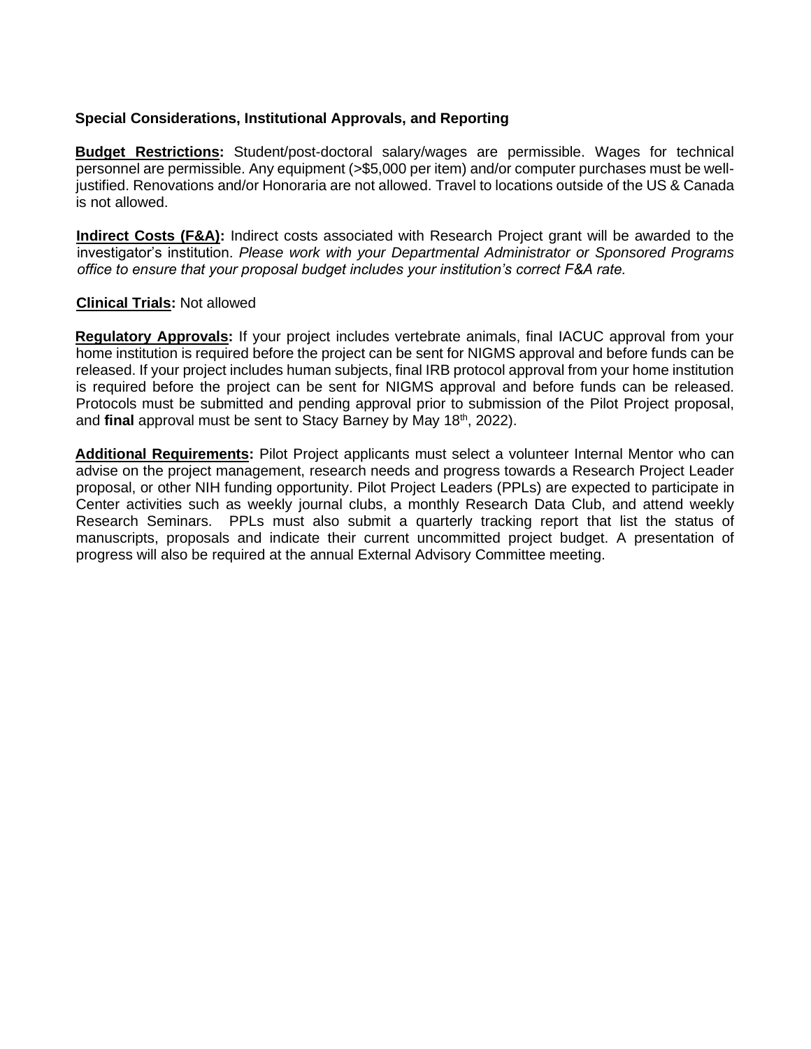### Special Considerations, Institutional Approvals, and Reporting

**Budget Restrictions:** Student/post-doctoral salary/wages are permissible. Wages for technical personnel are permissible. Any equipment (>$5,000 per item) and/or computer purchases must be well-justified. Renovations and/or Honoraria are not allowed. Travel to locations outside of the US & Canada is not allowed.

**Indirect Costs (F&A):** Indirect costs associated with Research Project grant will be awarded to the investigator's institution. *Please work with your Departmental Administrator or Sponsored Programs office to ensure that your proposal budget includes your institution's correct F&A rate.*

**Clinical Trials:** Not allowed

**Regulatory Approvals:** If your project includes vertebrate animals, final IACUC approval from your home institution is required before the project can be sent for NIGMS approval and before funds can be released. If your project includes human subjects, final IRB protocol approval from your home institution is required before the project can be sent for NIGMS approval and before funds can be released. Protocols must be submitted and pending approval prior to submission of the Pilot Project proposal, and **final** approval must be sent to Stacy Barney by May 18th, 2022).

**Additional Requirements:** Pilot Project applicants must select a volunteer Internal Mentor who can advise on the project management, research needs and progress towards a Research Project Leader proposal, or other NIH funding opportunity. Pilot Project Leaders (PPLs) are expected to participate in Center activities such as weekly journal clubs, a monthly Research Data Club, and attend weekly Research Seminars. PPLs must also submit a quarterly tracking report that list the status of manuscripts, proposals and indicate their current uncommitted project budget. A presentation of progress will also be required at the annual External Advisory Committee meeting.